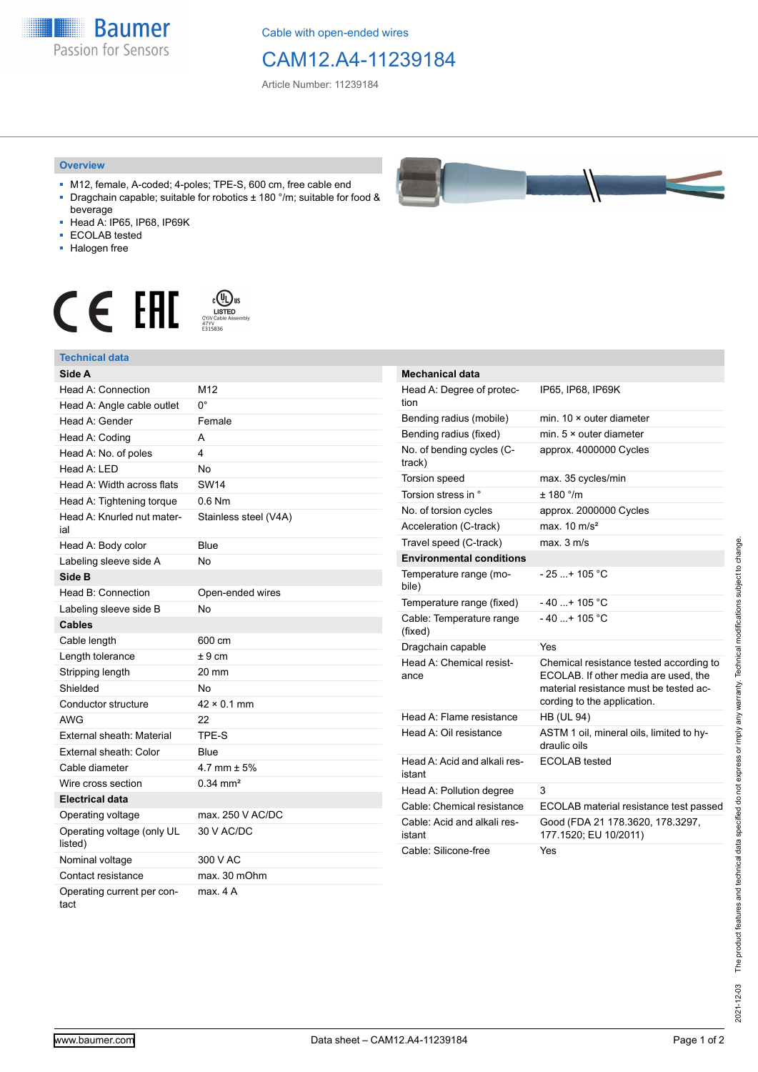Cable with open-ended wires

# CAM12.A4-11239184

Article Number: 11239184

## Overview

- M12, female, A-coded; 4-poles; TPE-S, 600 cm, free cable end
- Dragchain capable; suitable for robotics ± 180 °/m; suitable for food & beverage
- Head A: IP65, IP68, IP69K
- ECOLAB tested
- Halogen free

## Technical data

| Side A | |
|---|---|
| Head A: Connection | M12 |
| Head A: Angle cable outlet | 0° |
| Head A: Gender | Female |
| Head A: Coding | A |
| Head A: No. of poles | 4 |
| Head A: LED | No |
| Head A: Width across flats | SW14 |
| Head A: Tightening torque | 0.6 Nm |
| Head A: Knurled nut material | Stainless steel (V4A) |
| Head A: Body color | Blue |
| Labeling sleeve side A | No |
| **Side B** | |
| Head B: Connection | Open-ended wires |
| Labeling sleeve side B | No |
| **Cables** | |
| Cable length | 600 cm |
| Length tolerance | ± 9 cm |
| Stripping length | 20 mm |
| Shielded | No |
| Conductor structure | 42 × 0.1 mm |
| AWG | 22 |
| External sheath: Material | TPE-S |
| External sheath: Color | Blue |
| Cable diameter | 4.7 mm ± 5% |
| Wire cross section | 0.34 mm² |
| **Electrical data** | |
| Operating voltage | max. 250 V AC/DC |
| Operating voltage (only UL listed) | 30 V AC/DC |
| Nominal voltage | 300 V AC |
| Contact resistance | max. 30 mOhm |
| Operating current per contact | max. 4 A |

| Mechanical data | |
|---|---|
| Head A: Degree of protection | IP65, IP68, IP69K |
| Bending radius (mobile) | min. 10 × outer diameter |
| Bending radius (fixed) | min. 5 × outer diameter |
| No. of bending cycles (C-track) | approx. 4000000 Cycles |
| Torsion speed | max. 35 cycles/min |
| Torsion stress in ° | ± 180 °/m |
| No. of torsion cycles | approx. 2000000 Cycles |
| Acceleration (C-track) | max. 10 m/s² |
| Travel speed (C-track) | max. 3 m/s |
| **Environmental conditions** | |
| Temperature range (mobile) | - 25 ...+ 105 °C |
| Temperature range (fixed) | - 40 ...+ 105 °C |
| Cable: Temperature range (fixed) | - 40 ...+ 105 °C |
| Dragchain capable | Yes |
| Head A: Chemical resistance | Chemical resistance tested according to ECOLAB. If other media are used, the material resistance must be tested according to the application. |
| Head A: Flame resistance | HB (UL 94) |
| Head A: Oil resistance | ASTM 1 oil, mineral oils, limited to hydraulic oils |
| Head A: Acid and alkali resistant | ECOLAB tested |
| Head A: Pollution degree | 3 |
| Cable: Chemical resistance | ECOLAB material resistance test passed |
| Cable: Acid and alkali resistant | Good (FDA 21 178.3620, 178.3297, 177.1520; EU 10/2011) |
| Cable: Silicone-free | Yes |

2021-12-03 The product features and technical data specified do not express or imply any warranty. Technical modifications subject to change.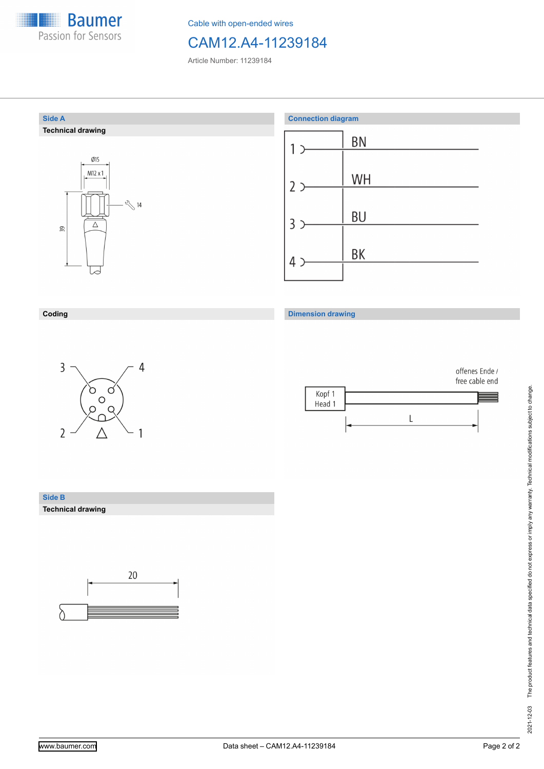Cable with open-ended wires

# CAM12.A4-11239184

Article Number: 11239184

## Side A

### Technical drawing

Ø15

M12 x 1

14

39

## Connection diagram

1 BN

2 WH

3 BU

4 BK

### Coding

3 4

2 1

## Dimension drawing

offenes Ende / free cable end

Kopf 1 Head 1

L

## Side B

### Technical drawing

20

2021-12-03 The product features and technical data specified do not express or imply any warranty. Technical modifications subject to change.

www.baumer.com

Data sheet – CAM12.A4-11239184